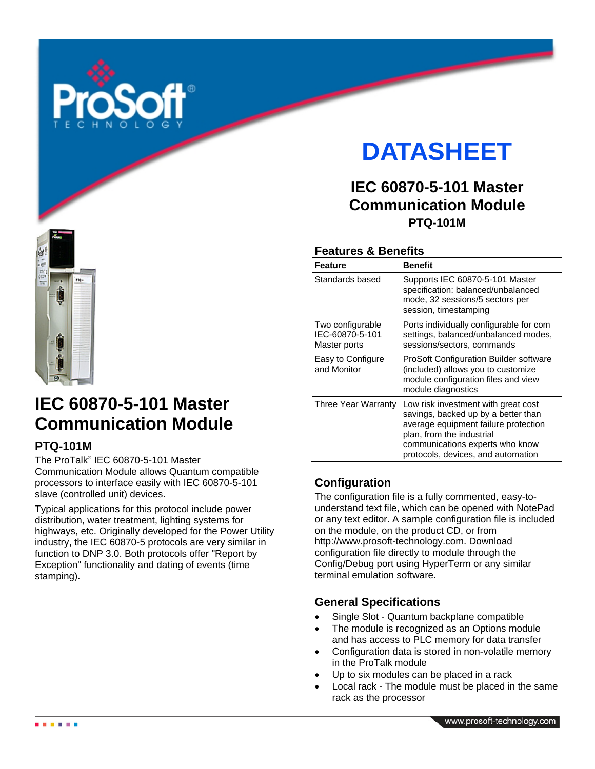# DATASHEET

## IEC 60870-5-101 Master Communication Module

**PTQ-101M**

# IEC 60870-5-101 Master Communication Module

## PTQ-101M

The ProTalk® IEC 60870-5-101 Master Communication Module allows Quantum compatible processors to interface easily with IEC 60870-5-101 slave (controlled unit) devices.

Typical applications for this protocol include power distribution, water treatment, lighting systems for highways, etc. Originally developed for the Power Utility industry, the IEC 60870-5 protocols are very similar in function to DNP 3.0. Both protocols offer "Report by Exception" functionality and dating of events (time stamping).

## Features & Benefits

| Feature | Benefit |
| --- | --- |
| Standards based | Supports IEC 60870-5-101 Master specification: balanced/unbalanced mode, 32 sessions/5 sectors per session, timestamping |
| Two configurable IEC-60870-5-101 Master ports | Ports individually configurable for com settings, balanced/unbalanced modes, sessions/sectors, commands |
| Easy to Configure and Monitor | ProSoft Configuration Builder software (included) allows you to customize module configuration files and view module diagnostics |
| Three Year Warranty | Low risk investment with great cost savings, backed up by a better than average equipment failure protection plan, from the industrial communications experts who know protocols, devices, and automation |

## Configuration

The configuration file is a fully commented, easy-to-understand text file, which can be opened with NotePad or any text editor. A sample configuration file is included on the module, on the product CD, or from http://www.prosoft-technology.com. Download configuration file directly to module through the Config/Debug port using HyperTerm or any similar terminal emulation software.

## General Specifications

- Single Slot - Quantum backplane compatible
- The module is recognized as an Options module and has access to PLC memory for data transfer
- Configuration data is stored in non-volatile memory in the ProTalk module
- Up to six modules can be placed in a rack
- Local rack - The module must be placed in the same rack as the processor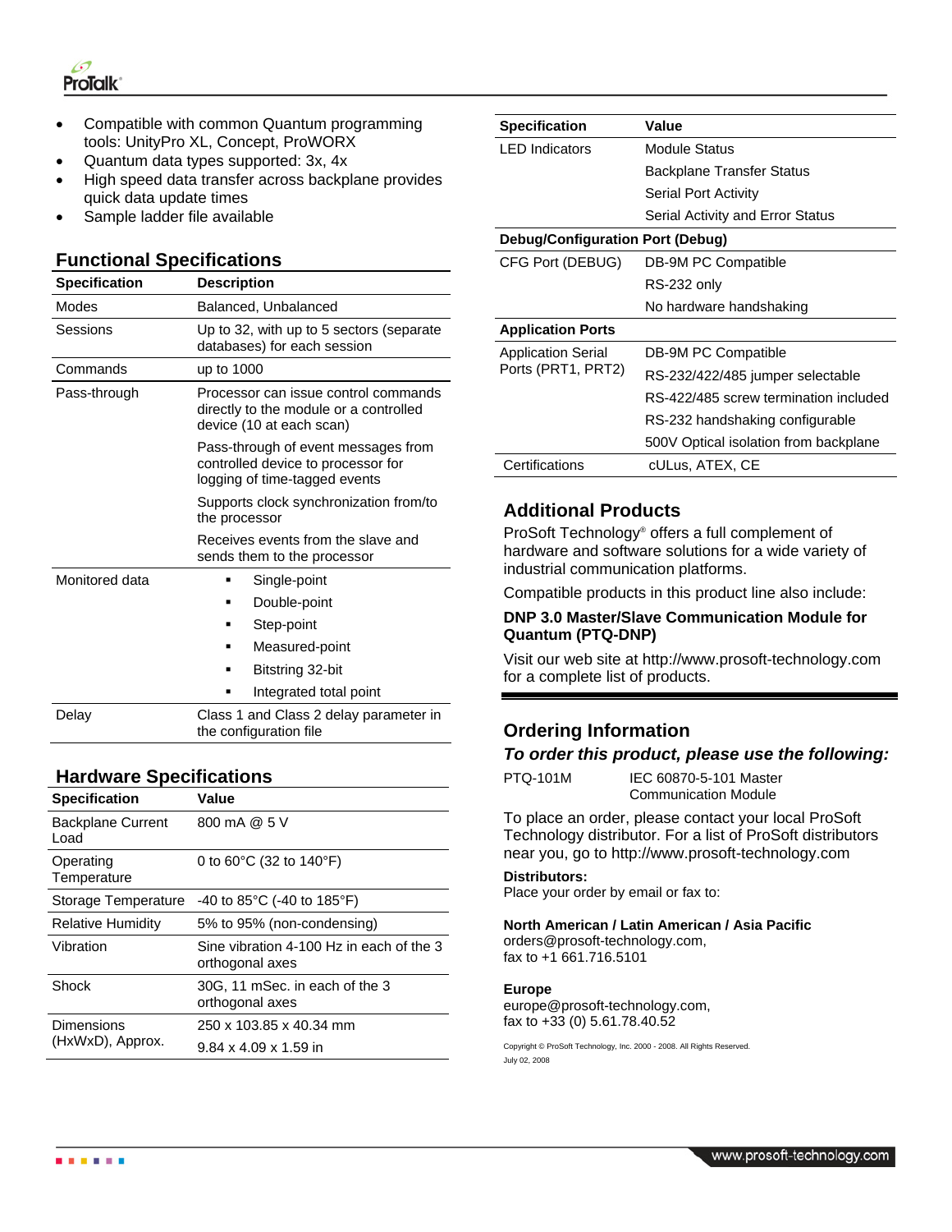- Compatible with common Quantum programming tools: UnityPro XL, Concept, ProWORX
- Quantum data types supported: 3x, 4x
- High speed data transfer across backplane provides quick data update times
- Sample ladder file available

## Functional Specifications

| Specification | Description |
|---|---|
| Modes | Balanced, Unbalanced |
| Sessions | Up to 32, with up to 5 sectors (separate databases) for each session |
| Commands | up to 1000 |
| Pass-through | Processor can issue control commands directly to the module or a controlled device (10 at each scan) |
| | Pass-through of event messages from controlled device to processor for logging of time-tagged events |
| | Supports clock synchronization from/to the processor |
| | Receives events from the slave and sends them to the processor |
| Monitored data | ▪ Single-point<br>▪ Double-point<br>▪ Step-point<br>▪ Measured-point<br>▪ Bitstring 32-bit<br>▪ Integrated total point |
| Delay | Class 1 and Class 2 delay parameter in the configuration file |

## Hardware Specifications

| Specification | Value |
|---|---|
| Backplane Current Load | 800 mA @ 5 V |
| Operating Temperature | 0 to 60°C (32 to 140°F) |
| Storage Temperature | -40 to 85°C (-40 to 185°F) |
| Relative Humidity | 5% to 95% (non-condensing) |
| Vibration | Sine vibration 4-100 Hz in each of the 3 orthogonal axes |
| Shock | 30G, 11 mSec. in each of the 3 orthogonal axes |
| Dimensions (HxWxD), Approx. | 250 x 103.85 x 40.34 mm<br>9.84 x 4.09 x 1.59 in |

| Specification | Value |
|---|---|
| LED Indicators | Module Status |
| | Backplane Transfer Status |
| | Serial Port Activity |
| | Serial Activity and Error Status |
| **Debug/Configuration Port (Debug)** | |
| CFG Port (DEBUG) | DB-9M PC Compatible |
| | RS-232 only |
| | No hardware handshaking |
| **Application Ports** | |
| Application Serial Ports (PRT1, PRT2) | DB-9M PC Compatible |
| | RS-232/422/485 jumper selectable |
| | RS-422/485 screw termination included |
| | RS-232 handshaking configurable |
| | 500V Optical isolation from backplane |
| Certifications | cULus, ATEX, CE |

## Additional Products

ProSoft Technology® offers a full complement of hardware and software solutions for a wide variety of industrial communication platforms.

Compatible products in this product line also include:

**DNP 3.0 Master/Slave Communication Module for Quantum (PTQ-DNP)**

Visit our web site at http://www.prosoft-technology.com for a complete list of products.

## Ordering Information

***To order this product, please use the following:***

PTQ-101M — IEC 60870-5-101 Master Communication Module

To place an order, please contact your local ProSoft Technology distributor. For a list of ProSoft distributors near you, go to http://www.prosoft-technology.com

**Distributors:**
Place your order by email or fax to:

**North American / Latin American / Asia Pacific**
orders@prosoft-technology.com,
fax to +1 661.716.5101

**Europe**
europe@prosoft-technology.com,
fax to +33 (0) 5.61.78.40.52

Copyright © ProSoft Technology, Inc. 2000 - 2008. All Rights Reserved.
July 02, 2008